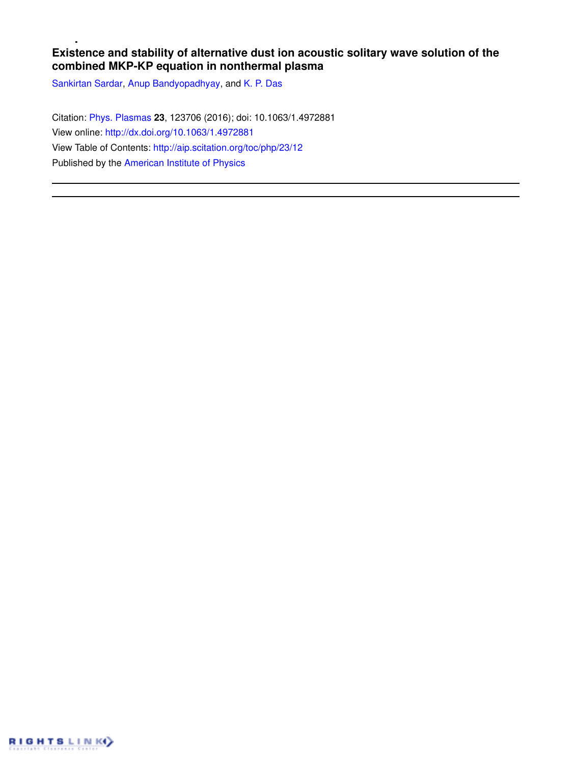# Existence and stability of alternative dust ion acoustic solitary wave solution of the combined MKP-KP equation in nonthermal plasma

Sankirtan Sardar, Anup Bandyopadhyay, and K. P. Das

Citation: Phys. Plasmas **23**, 123706 (2016); doi: 10.1063/1.4972881

View online: http://dx.doi.org/10.1063/1.4972881

View Table of Contents: http://aip.scitation.org/toc/php/23/12

Published by the American Institute of Physics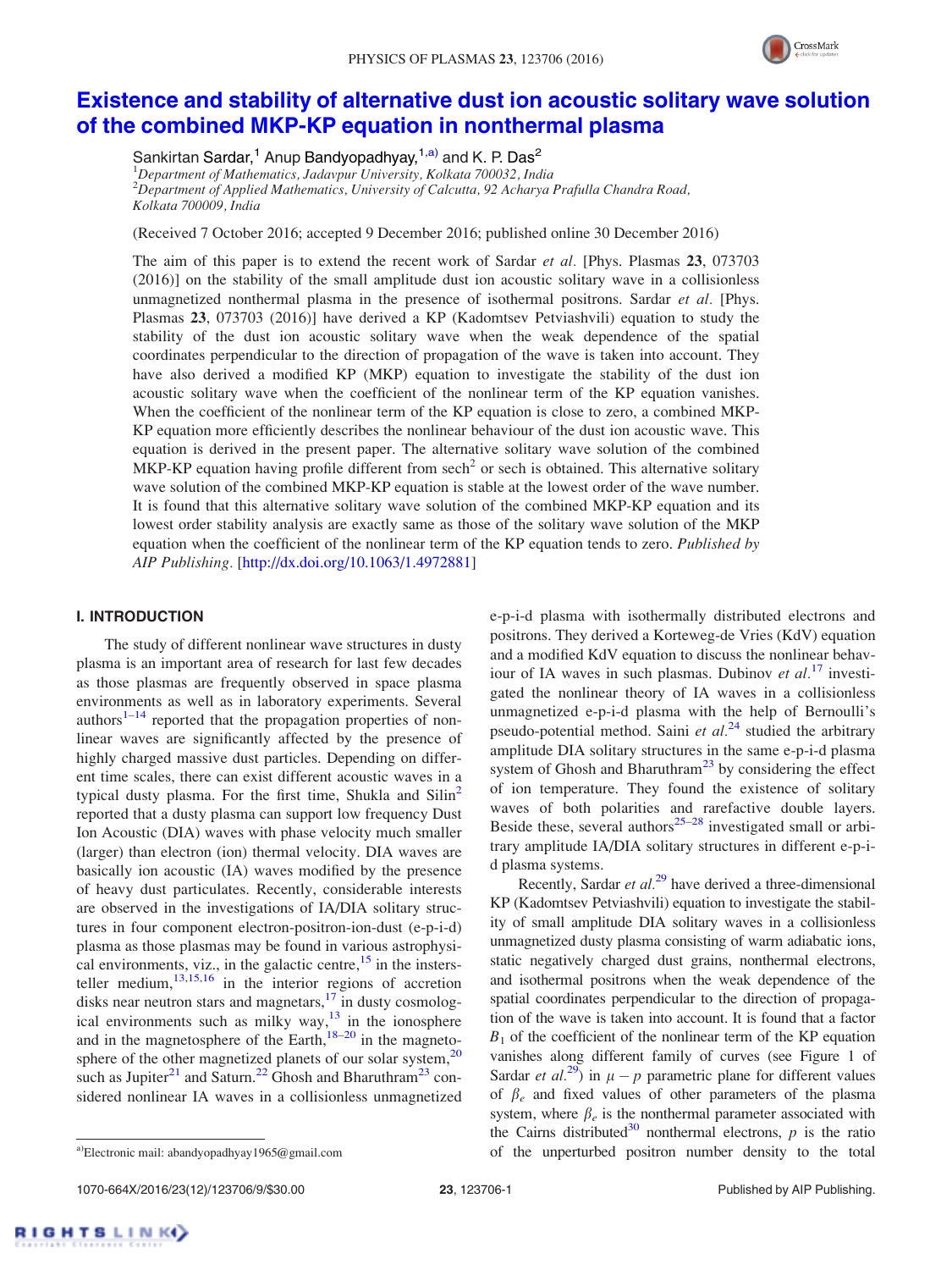# Existence and stability of alternative dust ion acoustic solitary wave solution of the combined MKP-KP equation in nonthermal plasma

Sankirtan Sardar,[1] Anup Bandyopadhyay,[1,a)] and K. P. Das[2]

[1]*Department of Mathematics, Jadavpur University, Kolkata 700032, India*
[2]*Department of Applied Mathematics, University of Calcutta, 92 Acharya Prafulla Chandra Road, Kolkata 700009, India*

(Received 7 October 2016; accepted 9 December 2016; published online 30 December 2016)

The aim of this paper is to extend the recent work of Sardar *et al.* [Phys. Plasmas **23**, 073703 (2016)] on the stability of the small amplitude dust ion acoustic solitary wave in a collisionless unmagnetized nonthermal plasma in the presence of isothermal positrons. Sardar *et al.* [Phys. Plasmas **23**, 073703 (2016)] have derived a KP (Kadomtsev Petviashvili) equation to study the stability of the dust ion acoustic solitary wave when the weak dependence of the spatial coordinates perpendicular to the direction of propagation of the wave is taken into account. They have also derived a modified KP (MKP) equation to investigate the stability of the dust ion acoustic solitary wave when the coefficient of the nonlinear term of the KP equation vanishes. When the coefficient of the nonlinear term of the KP equation is close to zero, a combined MKP-KP equation more efficiently describes the nonlinear behaviour of the dust ion acoustic wave. This equation is derived in the present paper. The alternative solitary wave solution of the combined MKP-KP equation having profile different from sech$^2$ or sech is obtained. This alternative solitary wave solution of the combined MKP-KP equation is stable at the lowest order of the wave number. It is found that this alternative solitary wave solution of the combined MKP-KP equation and its lowest order stability analysis are exactly same as those of the solitary wave solution of the MKP equation when the coefficient of the nonlinear term of the KP equation tends to zero. *Published by AIP Publishing.* [http://dx.doi.org/10.1063/1.4972881]

## I. INTRODUCTION

The study of different nonlinear wave structures in dusty plasma is an important area of research for last few decades as those plasmas are frequently observed in space plasma environments as well as in laboratory experiments. Several authors[1–14] reported that the propagation properties of nonlinear waves are significantly affected by the presence of highly charged massive dust particles. Depending on different time scales, there can exist different acoustic waves in a typical dusty plasma. For the first time, Shukla and Silin[2] reported that a dusty plasma can support low frequency Dust Ion Acoustic (DIA) waves with phase velocity much smaller (larger) than electron (ion) thermal velocity. DIA waves are basically ion acoustic (IA) waves modified by the presence of heavy dust particulates. Recently, considerable interests are observed in the investigations of IA/DIA solitary structures in four component electron-positron-ion-dust (e-p-i-d) plasma as those plasmas may be found in various astrophysical environments, viz., in the galactic centre,[15] in the interstellar medium,[13,15,16] in the interior regions of accretion disks near neutron stars and magnetars,[17] in dusty cosmological environments such as milky way,[13] in the ionosphere and in the magnetosphere of the Earth,[18–20] in the magnetosphere of the other magnetized planets of our solar system,[20] such as Jupiter[21] and Saturn.[22] Ghosh and Bharuthram[23] considered nonlinear IA waves in a collisionless unmagnetized e-p-i-d plasma with isothermally distributed electrons and positrons. They derived a Korteweg-de Vries (KdV) equation and a modified KdV equation to discuss the nonlinear behaviour of IA waves in such plasmas. Dubinov *et al.*[17] investigated the nonlinear theory of IA waves in a collisionless unmagnetized e-p-i-d plasma with the help of Bernoulli's pseudo-potential method. Saini *et al.*[24] studied the arbitrary amplitude DIA solitary structures in the same e-p-i-d plasma system of Ghosh and Bharuthram[23] by considering the effect of ion temperature. They found the existence of solitary waves of both polarities and rarefactive double layers. Beside these, several authors[25–28] investigated small or arbitrary amplitude IA/DIA solitary structures in different e-p-i-d plasma systems.

Recently, Sardar *et al.*[29] have derived a three-dimensional KP (Kadomtsev Petviashvili) equation to investigate the stability of small amplitude DIA solitary waves in a collisionless unmagnetized dusty plasma consisting of warm adiabatic ions, static negatively charged dust grains, nonthermal electrons, and isothermal positrons when the weak dependence of the spatial coordinates perpendicular to the direction of propagation of the wave is taken into account. It is found that a factor $B_1$ of the coefficient of the nonlinear term of the KP equation vanishes along different family of curves (see Figure 1 of Sardar *et al.*[29]) in $\mu - p$ parametric plane for different values of $\beta_e$ and fixed values of other parameters of the plasma system, where $\beta_e$ is the nonthermal parameter associated with the Cairns distributed[30] nonthermal electrons, $p$ is the ratio of the unperturbed positron number density to the total

a)Electronic mail: abandyopadhyay1965@gmail.com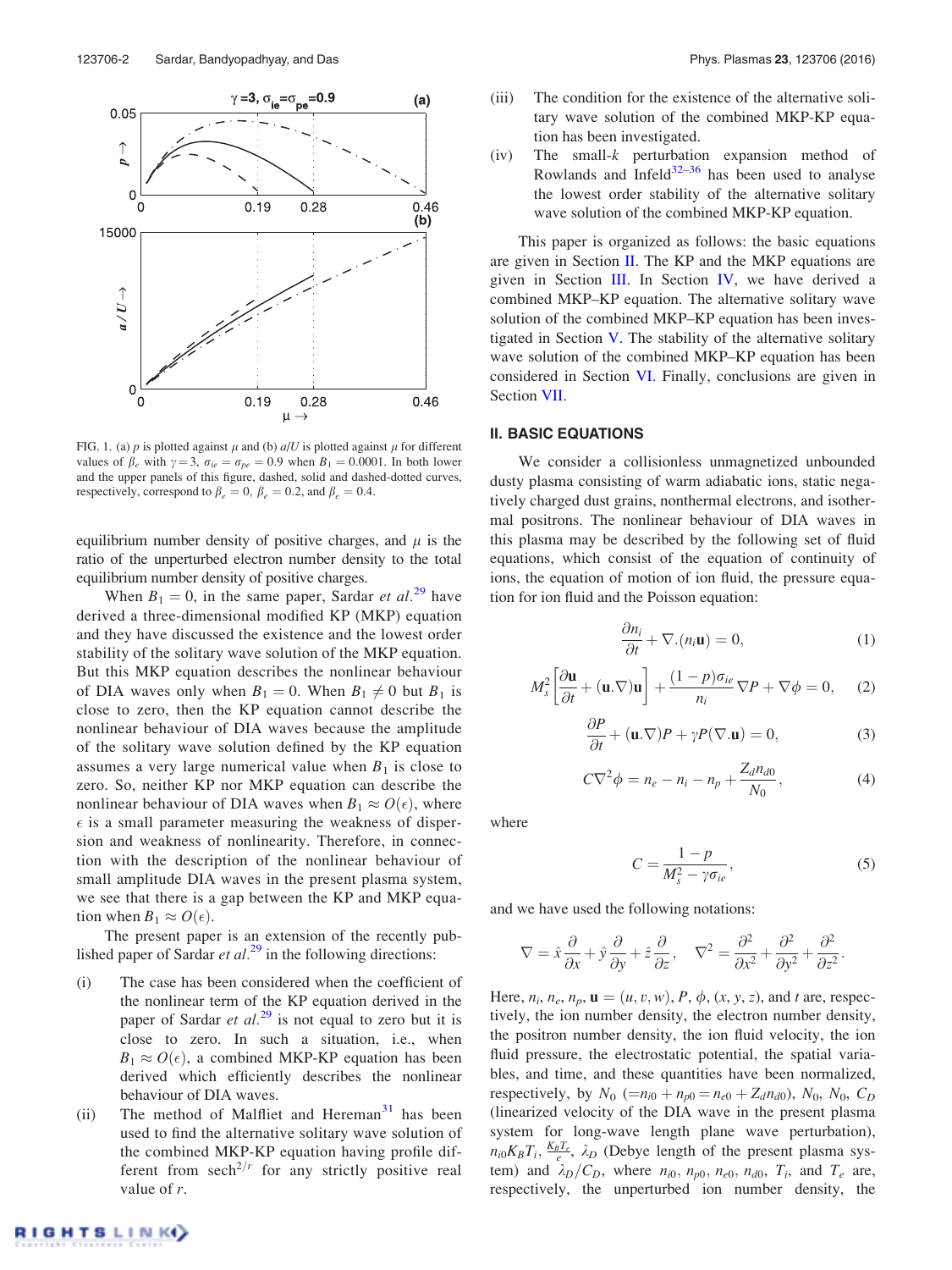FIG. 1. (a) $p$ is plotted against $\mu$ and (b) $a/U$ is plotted against $\mu$ for different values of $\beta_e$ with $\gamma = 3$, $\sigma_{ie} = \sigma_{pe} = 0.9$ when $B_1 = 0.0001$. In both lower and the upper panels of this figure, dashed, solid and dashed-dotted curves, respectively, correspond to $\beta_e = 0$, $\beta_e = 0.2$, and $\beta_e = 0.4$.

equilibrium number density of positive charges, and $\mu$ is the ratio of the unperturbed electron number density to the total equilibrium number density of positive charges.

When $B_1 = 0$, in the same paper, Sardar *et al.*[29] have derived a three-dimensional modified KP (MKP) equation and they have discussed the existence and the lowest order stability of the solitary wave solution of the MKP equation. But this MKP equation describes the nonlinear behaviour of DIA waves only when $B_1 = 0$. When $B_1 \neq 0$ but $B_1$ is close to zero, then the KP equation cannot describe the nonlinear behaviour of DIA waves because the amplitude of the solitary wave solution defined by the KP equation assumes a very large numerical value when $B_1$ is close to zero. So, neither KP nor MKP equation can describe the nonlinear behaviour of DIA waves when $B_1 \approx O(\epsilon)$, where $\epsilon$ is a small parameter measuring the weakness of dispersion and weakness of nonlinearity. Therefore, in connection with the description of the nonlinear behaviour of small amplitude DIA waves in the present plasma system, we see that there is a gap between the KP and MKP equation when $B_1 \approx O(\epsilon)$.

The present paper is an extension of the recently published paper of Sardar *et al.*[29] in the following directions:

(i) The case has been considered when the coefficient of the nonlinear term of the KP equation derived in the paper of Sardar *et al.*[29] is not equal to zero but it is close to zero. In such a situation, i.e., when $B_1 \approx O(\epsilon)$, a combined MKP-KP equation has been derived which efficiently describes the nonlinear behaviour of DIA waves.

(ii) The method of Malfliet and Hereman[31] has been used to find the alternative solitary wave solution of the combined MKP-KP equation having profile different from $\text{sech}^{2/r}$ for any strictly positive real value of $r$.

(iii) The condition for the existence of the alternative solitary wave solution of the combined MKP-KP equation has been investigated.

(iv) The small-$k$ perturbation expansion method of Rowlands and Infeld[32–36] has been used to analyse the lowest order stability of the alternative solitary wave solution of the combined MKP-KP equation.

This paper is organized as follows: the basic equations are given in Section II. The KP and the MKP equations are given in Section III. In Section IV, we have derived a combined MKP–KP equation. The alternative solitary wave solution of the combined MKP–KP equation has been investigated in Section V. The stability of the alternative solitary wave solution of the combined MKP–KP equation has been considered in Section VI. Finally, conclusions are given in Section VII.

## II. BASIC EQUATIONS

We consider a collisionless unmagnetized unbounded dusty plasma consisting of warm adiabatic ions, static negatively charged dust grains, nonthermal electrons, and isothermal positrons. The nonlinear behaviour of DIA waves in this plasma may be described by the following set of fluid equations, which consist of the equation of continuity of ions, the equation of motion of ion fluid, the pressure equation for ion fluid and the Poisson equation:

$$\frac{\partial n_i}{\partial t} + \nabla.(n_i \mathbf{u}) = 0, \tag{1}$$

$$M_s^2\left[\frac{\partial \mathbf{u}}{\partial t} + (\mathbf{u}.\nabla)\mathbf{u}\right] + \frac{(1-p)\sigma_{ie}}{n_i}\nabla P + \nabla\phi = 0, \tag{2}$$

$$\frac{\partial P}{\partial t} + (\mathbf{u}.\nabla)P + \gamma P(\nabla.\mathbf{u}) = 0, \tag{3}$$

$$C\nabla^2\phi = n_e - n_i - n_p + \frac{Z_d n_{d0}}{N_0}, \tag{4}$$

where

$$C = \frac{1-p}{M_s^2 - \gamma\sigma_{ie}}, \tag{5}$$

and we have used the following notations:

$$\nabla = \hat{x}\frac{\partial}{\partial x} + \hat{y}\frac{\partial}{\partial y} + \hat{z}\frac{\partial}{\partial z}, \quad \nabla^2 = \frac{\partial^2}{\partial x^2} + \frac{\partial^2}{\partial y^2} + \frac{\partial^2}{\partial z^2}.$$

Here, $n_i$, $n_e$, $n_p$, $\mathbf{u} = (u, v, w)$, $P$, $\phi$, $(x, y, z)$, and $t$ are, respectively, the ion number density, the electron number density, the positron number density, the ion fluid velocity, the ion fluid pressure, the electrostatic potential, the spatial variables, and time, and these quantities have been normalized, respectively, by $N_0$ $(= n_{i0} + n_{p0} = n_{e0} + Z_d n_{d0})$, $N_0$, $N_0$, $C_D$ (linearized velocity of the DIA wave in the present plasma system for long-wave length plane wave perturbation), $n_{i0}K_BT_i$, $\frac{K_BT_e}{e}$, $\lambda_D$ (Debye length of the present plasma system) and $\lambda_D/C_D$, where $n_{i0}$, $n_{p0}$, $n_{e0}$, $n_{d0}$, $T_i$, and $T_e$ are, respectively, the unperturbed ion number density, the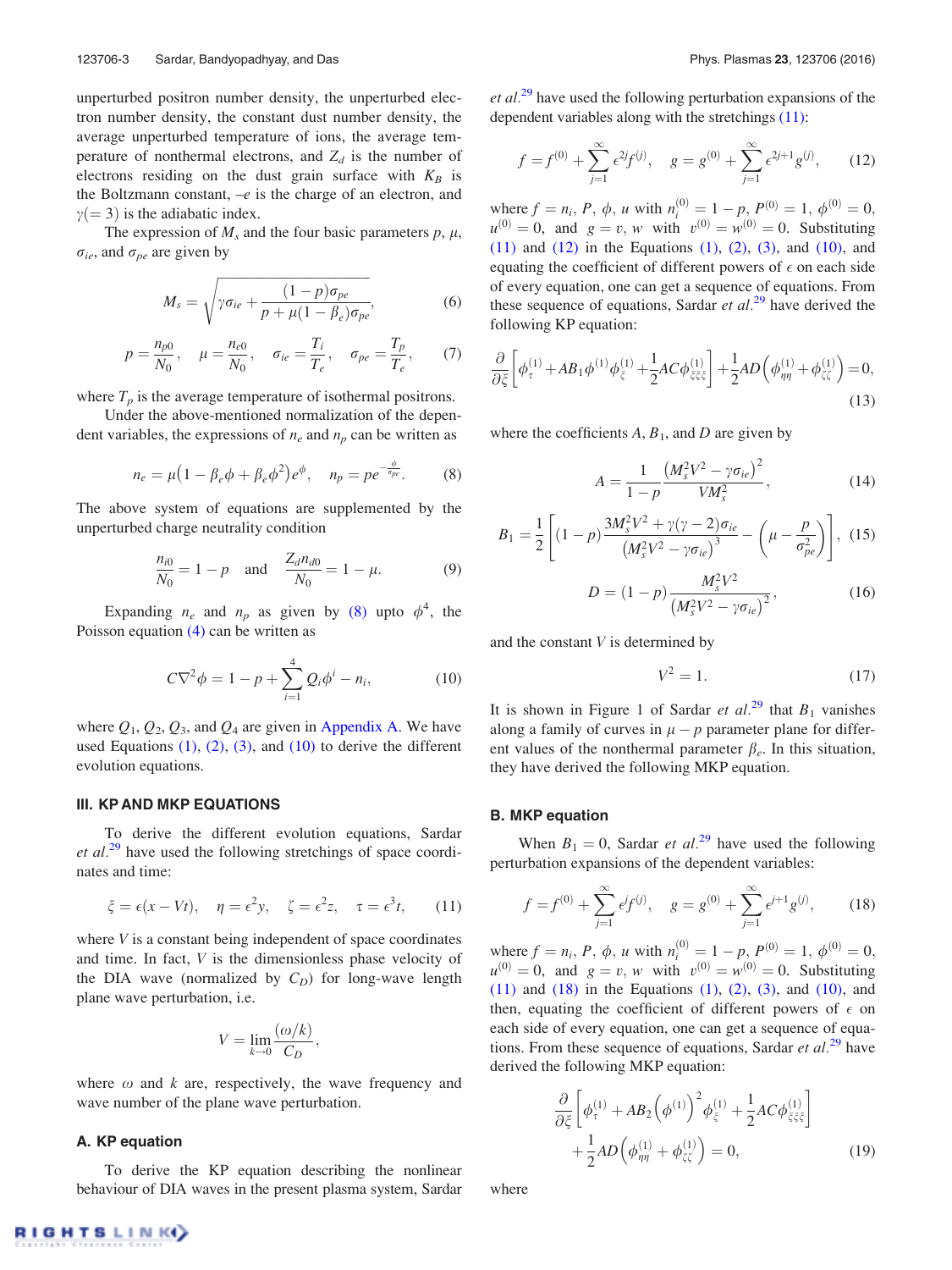unperturbed positron number density, the unperturbed electron number density, the constant dust number density, the average unperturbed temperature of ions, the average temperature of nonthermal electrons, and $Z_d$ is the number of electrons residing on the dust grain surface with $K_B$ is the Boltzmann constant, $-e$ is the charge of an electron, and $\gamma(=3)$ is the adiabatic index.

The expression of $M_s$ and the four basic parameters $p$, $\mu$, $\sigma_{ie}$, and $\sigma_{pe}$ are given by

$$M_s = \sqrt{\gamma\sigma_{ie} + \frac{(1-p)\sigma_{pe}}{p + \mu(1-\beta_e)\sigma_{pe}}}, \tag{6}$$

$$p = \frac{n_{p0}}{N_0}, \quad \mu = \frac{n_{e0}}{N_0}, \quad \sigma_{ie} = \frac{T_i}{T_e}, \quad \sigma_{pe} = \frac{T_p}{T_e}, \tag{7}$$

where $T_p$ is the average temperature of isothermal positrons.

Under the above-mentioned normalization of the dependent variables, the expressions of $n_e$ and $n_p$ can be written as

$$n_e = \mu\left(1 - \beta_e\phi + \beta_e\phi^2\right)e^{\phi}, \quad n_p = pe^{-\frac{\phi}{\sigma_{pe}}}. \tag{8}$$

The above system of equations are supplemented by the unperturbed charge neutrality condition

$$\frac{n_{i0}}{N_0} = 1 - p \quad \text{and} \quad \frac{Z_d n_{d0}}{N_0} = 1 - \mu. \tag{9}$$

Expanding $n_e$ and $n_p$ as given by (8) upto $\phi^4$, the Poisson equation (4) can be written as

$$C\nabla^2\phi = 1 - p + \sum_{i=1}^{4} Q_i\phi^i - n_i, \tag{10}$$

where $Q_1$, $Q_2$, $Q_3$, and $Q_4$ are given in Appendix A. We have used Equations (1), (2), (3), and (10) to derive the different evolution equations.

## III. KP AND MKP EQUATIONS

To derive the different evolution equations, Sardar *et al.*[29] have used the following stretchings of space coordinates and time:

$$\xi = \epsilon(x - Vt), \quad \eta = \epsilon^2 y, \quad \zeta = \epsilon^2 z, \quad \tau = \epsilon^3 t, \tag{11}$$

where $V$ is a constant being independent of space coordinates and time. In fact, $V$ is the dimensionless phase velocity of the DIA wave (normalized by $C_D$) for long-wave length plane wave perturbation, i.e.

$$V = \lim_{k\to 0}\frac{(\omega/k)}{C_D},$$

where $\omega$ and $k$ are, respectively, the wave frequency and wave number of the plane wave perturbation.

### A. KP equation

To derive the KP equation describing the nonlinear behaviour of DIA waves in the present plasma system, Sardar *et al.*[29] have used the following perturbation expansions of the dependent variables along with the stretchings (11):

$$f = f^{(0)} + \sum_{j=1}^{\infty}\epsilon^{2j}f^{(j)}, \quad g = g^{(0)} + \sum_{j=1}^{\infty}\epsilon^{2j+1}g^{(j)}, \tag{12}$$

where $f = n_i$, $P$, $\phi$, $u$ with $n_i^{(0)} = 1-p$, $P^{(0)} = 1$, $\phi^{(0)} = 0$, $u^{(0)} = 0$, and $g = v$, $w$ with $v^{(0)} = w^{(0)} = 0$. Substituting (11) and (12) in the Equations (1), (2), (3), and (10), and equating the coefficient of different powers of $\epsilon$ on each side of every equation, one can get a sequence of equations. From these sequence of equations, Sardar *et al.*[29] have derived the following KP equation:

$$\frac{\partial}{\partial\xi}\left[\phi_{\tau}^{(1)} + AB_1\phi^{(1)}\phi_{\xi}^{(1)} + \frac{1}{2}AC\phi_{\xi\xi\xi}^{(1)}\right] + \frac{1}{2}AD\left(\phi_{\eta\eta}^{(1)} + \phi_{\zeta\zeta}^{(1)}\right) = 0, \tag{13}$$

where the coefficients $A$, $B_1$, and $D$ are given by

$$A = \frac{1}{1-p}\frac{\left(M_s^2V^2 - \gamma\sigma_{ie}\right)^2}{VM_s^2}, \tag{14}$$

$$B_1 = \frac{1}{2}\left[(1-p)\frac{3M_s^2V^2 + \gamma(\gamma-2)\sigma_{ie}}{\left(M_s^2V^2 - \gamma\sigma_{ie}\right)^3} - \left(\mu - \frac{p}{\sigma_{pe}^2}\right)\right], \tag{15}$$

$$D = (1-p)\frac{M_s^2V^2}{\left(M_s^2V^2 - \gamma\sigma_{ie}\right)^2}, \tag{16}$$

and the constant $V$ is determined by

$$V^2 = 1. \tag{17}$$

It is shown in Figure 1 of Sardar *et al.*[29] that $B_1$ vanishes along a family of curves in $\mu - p$ parameter plane for different values of the nonthermal parameter $\beta_e$. In this situation, they have derived the following MKP equation.

### B. MKP equation

When $B_1 = 0$, Sardar *et al.*[29] have used the following perturbation expansions of the dependent variables:

$$f = f^{(0)} + \sum_{j=1}^{\infty}\epsilon^{j}f^{(j)}, \quad g = g^{(0)} + \sum_{j=1}^{\infty}\epsilon^{j+1}g^{(j)}, \tag{18}$$

where $f = n_i$, $P$, $\phi$, $u$ with $n_i^{(0)} = 1-p$, $P^{(0)} = 1$, $\phi^{(0)} = 0$, $u^{(0)} = 0$, and $g = v$, $w$ with $v^{(0)} = w^{(0)} = 0$. Substituting (11) and (18) in the Equations (1), (2), (3), and (10), and then, equating the coefficient of different powers of $\epsilon$ on each side of every equation, one can get a sequence of equations. From these sequence of equations, Sardar *et al.*[29] have derived the following MKP equation:

$$\frac{\partial}{\partial\xi}\left[\phi_{\tau}^{(1)} + AB_2\left(\phi^{(1)}\right)^2\phi_{\xi}^{(1)} + \frac{1}{2}AC\phi_{\xi\xi\xi}^{(1)}\right] + \frac{1}{2}AD\left(\phi_{\eta\eta}^{(1)} + \phi_{\zeta\zeta}^{(1)}\right) = 0, \tag{19}$$

where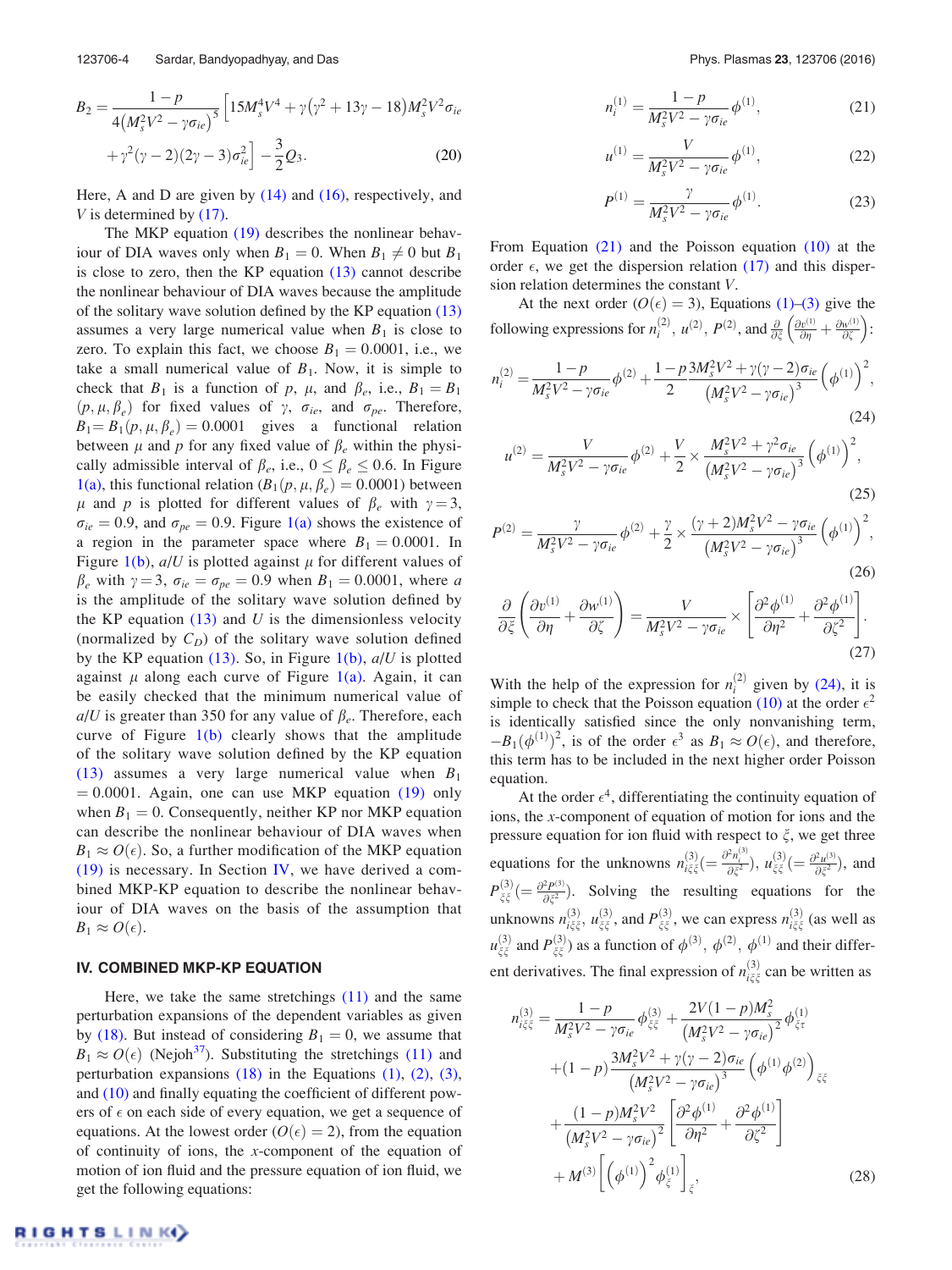$$B_2 = \frac{1-p}{4\left(M_s^2V^2 - \gamma\sigma_{ie}\right)^5}\left[15M_s^4V^4 + \gamma\left(\gamma^2 + 13\gamma - 18\right)M_s^2V^2\sigma_{ie} + \gamma^2(\gamma-2)(2\gamma-3)\sigma_{ie}^2\right] - \frac{3}{2}Q_3. \tag{20}$$

Here, A and D are given by (14) and (16), respectively, and $V$ is determined by (17).

The MKP equation (19) describes the nonlinear behaviour of DIA waves only when $B_1 = 0$. When $B_1 \neq 0$ but $B_1$ is close to zero, then the KP equation (13) cannot describe the nonlinear behaviour of DIA waves because the amplitude of the solitary wave solution defined by the KP equation (13) assumes a very large numerical value when $B_1$ is close to zero. To explain this fact, we choose $B_1 = 0.0001$, i.e., we take a small numerical value of $B_1$. Now, it is simple to check that $B_1$ is a function of $p$, $\mu$, and $\beta_e$, i.e., $B_1 = B_1(p, \mu, \beta_e)$ for fixed values of $\gamma$, $\sigma_{ie}$, and $\sigma_{pe}$. Therefore, $B_1 = B_1(p, \mu, \beta_e) = 0.0001$ gives a functional relation between $\mu$ and $p$ for any fixed value of $\beta_e$ within the physically admissible interval of $\beta_e$, i.e., $0 \leq \beta_e \leq 0.6$. In Figure 1(a), this functional relation $(B_1(p, \mu, \beta_e) = 0.0001)$ between $\mu$ and $p$ is plotted for different values of $\beta_e$ with $\gamma = 3$, $\sigma_{ie} = 0.9$, and $\sigma_{pe} = 0.9$. Figure 1(a) shows the existence of a region in the parameter space where $B_1 = 0.0001$. In Figure 1(b), $a/U$ is plotted against $\mu$ for different values of $\beta_e$ with $\gamma = 3$, $\sigma_{ie} = \sigma_{pe} = 0.9$ when $B_1 = 0.0001$, where $a$ is the amplitude of the solitary wave solution defined by the KP equation (13) and $U$ is the dimensionless velocity (normalized by $C_D$) of the solitary wave solution defined by the KP equation (13). So, in Figure 1(b), $a/U$ is plotted against $\mu$ along each curve of Figure 1(a). Again, it can be easily checked that the minimum numerical value of $a/U$ is greater than 350 for any value of $\beta_e$. Therefore, each curve of Figure 1(b) clearly shows that the amplitude of the solitary wave solution defined by the KP equation (13) assumes a very large numerical value when $B_1 = 0.0001$. Again, one can use MKP equation (19) only when $B_1 = 0$. Consequently, neither KP nor MKP equation can describe the nonlinear behaviour of DIA waves when $B_1 \approx O(\epsilon)$. So, a further modification of the MKP equation (19) is necessary. In Section IV, we have derived a combined MKP-KP equation to describe the nonlinear behaviour of DIA waves on the basis of the assumption that $B_1 \approx O(\epsilon)$.

## IV. COMBINED MKP-KP EQUATION

Here, we take the same stretchings (11) and the same perturbation expansions of the dependent variables as given by (18). But instead of considering $B_1 = 0$, we assume that $B_1 \approx O(\epsilon)$ (Nejoh[37]). Substituting the stretchings (11) and perturbation expansions (18) in the Equations (1), (2), (3), and (10) and finally equating the coefficient of different powers of $\epsilon$ on each side of every equation, we get a sequence of equations. At the lowest order $(O(\epsilon) = 2)$, from the equation of continuity of ions, the $x$-component of the equation of motion of ion fluid and the pressure equation of ion fluid, we get the following equations:

$$n_i^{(1)} = \frac{1-p}{M_s^2V^2 - \gamma\sigma_{ie}}\phi^{(1)}, \tag{21}$$

$$u^{(1)} = \frac{V}{M_s^2V^2 - \gamma\sigma_{ie}}\phi^{(1)}, \tag{22}$$

$$P^{(1)} = \frac{\gamma}{M_s^2V^2 - \gamma\sigma_{ie}}\phi^{(1)}. \tag{23}$$

From Equation (21) and the Poisson equation (10) at the order $\epsilon$, we get the dispersion relation (17) and this dispersion relation determines the constant $V$.

At the next order $(O(\epsilon) = 3)$, Equations (1)–(3) give the following expressions for $n_i^{(2)}$, $u^{(2)}$, $P^{(2)}$, and $\frac{\partial}{\partial\xi}\left(\frac{\partial v^{(1)}}{\partial\eta} + \frac{\partial w^{(1)}}{\partial\zeta}\right)$:

$$n_i^{(2)} = \frac{1-p}{M_s^2V^2 - \gamma\sigma_{ie}}\phi^{(2)} + \frac{1-p}{2}\frac{3M_s^2V^2 + \gamma(\gamma-2)\sigma_{ie}}{\left(M_s^2V^2 - \gamma\sigma_{ie}\right)^3}\left(\phi^{(1)}\right)^2, \tag{24}$$

$$u^{(2)} = \frac{V}{M_s^2V^2 - \gamma\sigma_{ie}}\phi^{(2)} + \frac{V}{2} \times \frac{M_s^2V^2 + \gamma^2\sigma_{ie}}{\left(M_s^2V^2 - \gamma\sigma_{ie}\right)^3}\left(\phi^{(1)}\right)^2, \tag{25}$$

$$P^{(2)} = \frac{\gamma}{M_s^2V^2 - \gamma\sigma_{ie}}\phi^{(2)} + \frac{\gamma}{2} \times \frac{(\gamma+2)M_s^2V^2 - \gamma\sigma_{ie}}{\left(M_s^2V^2 - \gamma\sigma_{ie}\right)^3}\left(\phi^{(1)}\right)^2, \tag{26}$$

$$\frac{\partial}{\partial\xi}\left(\frac{\partial v^{(1)}}{\partial\eta} + \frac{\partial w^{(1)}}{\partial\zeta}\right) = \frac{V}{M_s^2V^2 - \gamma\sigma_{ie}} \times \left[\frac{\partial^2\phi^{(1)}}{\partial\eta^2} + \frac{\partial^2\phi^{(1)}}{\partial\zeta^2}\right]. \tag{27}$$

With the help of the expression for $n_i^{(2)}$ given by (24), it is simple to check that the Poisson equation (10) at the order $\epsilon^2$ is identically satisfied since the only nonvanishing term, $-B_1\left(\phi^{(1)}\right)^2$, is of the order $\epsilon^3$ as $B_1 \approx O(\epsilon)$, and therefore, this term has to be included in the next higher order Poisson equation.

At the order $\epsilon^4$, differentiating the continuity equation of ions, the $x$-component of equation of motion for ions and the pressure equation for ion fluid with respect to $\xi$, we get three equations for the unknowns $n_{i\xi\xi}^{(3)}\left(=\frac{\partial^2 n_i^{(3)}}{\partial\xi^2}\right)$, $u_{\xi\xi}^{(3)}\left(=\frac{\partial^2 u^{(3)}}{\partial\xi^2}\right)$, and $P_{\xi\xi}^{(3)}\left(=\frac{\partial^2 P^{(3)}}{\partial\xi^2}\right)$. Solving the resulting equations for the unknowns $n_{i\xi\xi}^{(3)}$, $u_{\xi\xi}^{(3)}$, and $P_{\xi\xi}^{(3)}$, we can express $n_{i\xi\xi}^{(3)}$ (as well as $u_{\xi\xi}^{(3)}$ and $P_{\xi\xi}^{(3)}$) as a function of $\phi^{(3)}$, $\phi^{(2)}$, $\phi^{(1)}$ and their different derivatives. The final expression of $n_{i\xi\xi}^{(3)}$ can be written as

$$\begin{aligned} n_{i\xi\xi}^{(3)} = {} & \frac{1-p}{M_s^2V^2 - \gamma\sigma_{ie}}\phi_{\xi\xi}^{(3)} + \frac{2V(1-p)M_s^2}{\left(M_s^2V^2 - \gamma\sigma_{ie}\right)^2}\phi_{\xi\tau}^{(1)} \\ & + (1-p)\frac{3M_s^2V^2 + \gamma(\gamma-2)\sigma_{ie}}{\left(M_s^2V^2 - \gamma\sigma_{ie}\right)^3}\left(\phi^{(1)}\phi^{(2)}\right)_{\xi\xi} \\ & + \frac{(1-p)M_s^2V^2}{\left(M_s^2V^2 - \gamma\sigma_{ie}\right)^2}\left[\frac{\partial^2\phi^{(1)}}{\partial\eta^2} + \frac{\partial^2\phi^{(1)}}{\partial\zeta^2}\right] \\ & + M^{(3)}\left[\left(\phi^{(1)}\right)^2\phi_\xi^{(1)}\right]_\xi, \end{aligned} \tag{28}$$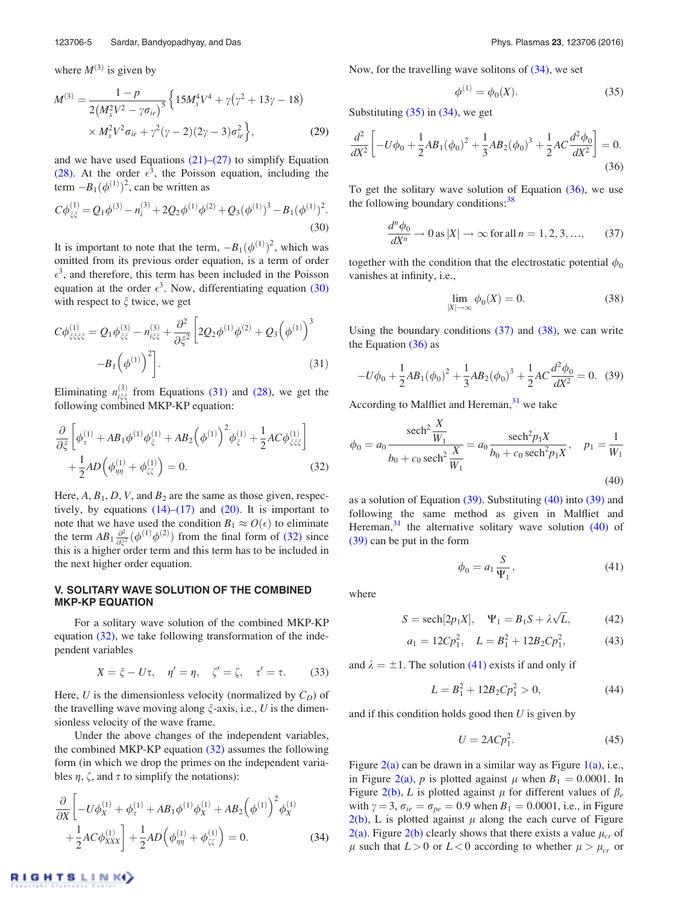where $M^{(3)}$ is given by

$$M^{(3)} = \frac{1-p}{2\left(M_s^2V^2 - \gamma\sigma_{ie}\right)^5}\Big\{15M_s^4V^4 + \gamma\left(\gamma^2+13\gamma-18\right) \times M_s^2V^2\sigma_{ie} + \gamma^2(\gamma-2)(2\gamma-3)\sigma_{ie}^2\Big\}, \tag{29}$$

and we have used Equations (21)–(27) to simplify Equation (28). At the order $\epsilon^3$, the Poisson equation, including the term $-B_1(\phi^{(1)})^2$, can be written as

$$C\phi^{(1)}_{\xi\xi} = Q_1\phi^{(3)} - n_i^{(3)} + 2Q_2\phi^{(1)}\phi^{(2)} + Q_3(\phi^{(1)})^3 - B_1(\phi^{(1)})^2. \tag{30}$$

It is important to note that the term, $-B_1(\phi^{(1)})^2$, which was omitted from its previous order equation, is a term of order $\epsilon^3$, and therefore, this term has been included in the Poisson equation at the order $\epsilon^3$. Now, differentiating equation (30) with respect to $\xi$ twice, we get

$$C\phi^{(1)}_{\xi\xi\xi\xi} = Q_1\phi^{(3)}_{\xi\xi} - n^{(3)}_{i\xi\xi} + \frac{\partial^2}{\partial\xi^2}\left[2Q_2\phi^{(1)}\phi^{(2)} + Q_3\left(\phi^{(1)}\right)^3 - B_1\left(\phi^{(1)}\right)^2\right]. \tag{31}$$

Eliminating $n^{(3)}_{i\xi\xi}$ from Equations (31) and (28), we get the following combined MKP-KP equation:

$$\frac{\partial}{\partial\xi}\left[\phi^{(1)}_\tau + AB_1\phi^{(1)}\phi^{(1)}_\xi + AB_2\left(\phi^{(1)}\right)^2\phi^{(1)}_\xi + \frac{1}{2}AC\phi^{(1)}_{\xi\xi\xi}\right] + \frac{1}{2}AD\left(\phi^{(1)}_{\eta\eta} + \phi^{(1)}_{\zeta\zeta}\right) = 0. \tag{32}$$

Here, $A$, $B_1$, $D$, $V$, and $B_2$ are the same as those given, respectively, by equations (14)–(17) and (20). It is important to note that we have used the condition $B_1 \approx O(\epsilon)$ to eliminate the term $AB_1\frac{\partial^2}{\partial\xi^2}(\phi^{(1)}\phi^{(2)})$ from the final form of (32) since this is a higher order term and this term has to be included in the next higher order equation.

## V. SOLITARY WAVE SOLUTION OF THE COMBINED MKP-KP EQUATION

For a solitary wave solution of the combined MKP-KP equation (32), we take following transformation of the independent variables

$$X = \xi - U\tau, \quad \eta' = \eta, \quad \zeta' = \zeta, \quad \tau' = \tau. \tag{33}$$

Here, $U$ is the dimensionless velocity (normalized by $C_D$) of the travelling wave moving along $\xi$-axis, i.e., $U$ is the dimensionless velocity of the wave frame.

Under the above changes of the independent variables, the combined MKP-KP equation (32) assumes the following form (in which we drop the primes on the independent variables $\eta$, $\zeta$, and $\tau$ to simplify the notations):

$$\frac{\partial}{\partial X}\left[-U\phi^{(1)}_X + \phi^{(1)}_\tau + AB_1\phi^{(1)}\phi^{(1)}_X + AB_2\left(\phi^{(1)}\right)^2\phi^{(1)}_X + \frac{1}{2}AC\phi^{(1)}_{XXX}\right] + \frac{1}{2}AD\left(\phi^{(1)}_{\eta\eta} + \phi^{(1)}_{\zeta\zeta}\right) = 0. \tag{34}$$

Now, for the travelling wave solitons of (34), we set

$$\phi^{(1)} = \phi_0(X). \tag{35}$$

Substituting (35) in (34), we get

$$\frac{d^2}{dX^2}\left[-U\phi_0 + \frac{1}{2}AB_1(\phi_0)^2 + \frac{1}{3}AB_2(\phi_0)^3 + \frac{1}{2}AC\frac{d^2\phi_0}{dX^2}\right] = 0. \tag{36}$$

To get the solitary wave solution of Equation (36), we use the following boundary conditions:[38]

$$\frac{d^n\phi_0}{dX^n} \to 0 \text{ as } |X| \to \infty \text{ for all } n = 1, 2, 3, \ldots, \tag{37}$$

together with the condition that the electrostatic potential $\phi_0$ vanishes at infinity, i.e.,

$$\lim_{|X|\to\infty} \phi_0(X) = 0. \tag{38}$$

Using the boundary conditions (37) and (38), we can write the Equation (36) as

$$-U\phi_0 + \frac{1}{2}AB_1(\phi_0)^2 + \frac{1}{3}AB_2(\phi_0)^3 + \frac{1}{2}AC\frac{d^2\phi_0}{dX^2} = 0. \tag{39}$$

According to Malfliet and Hereman,[31] we take

$$\phi_0 = a_0\frac{\operatorname{sech}^2\frac{X}{W_1}}{b_0 + c_0\operatorname{sech}^2\frac{X}{W_1}} = a_0\frac{\operatorname{sech}^2 p_1X}{b_0 + c_0\operatorname{sech}^2 p_1X}, \quad p_1 = \frac{1}{W_1} \tag{40}$$

as a solution of Equation (39). Substituting (40) into (39) and following the same method as given in Malfliet and Hereman,[31] the alternative solitary wave solution (40) of (39) can be put in the form

$$\phi_0 = a_1\frac{S}{\Psi_1}, \tag{41}$$

where

$$S = \operatorname{sech}[2p_1X], \quad \Psi_1 = B_1S + \lambda\sqrt{L}, \tag{42}$$

$$a_1 = 12Cp_1^2, \quad L = B_1^2 + 12B_2Cp_1^2, \tag{43}$$

and $\lambda = \pm 1$. The solution (41) exists if and only if

$$L = B_1^2 + 12B_2Cp_1^2 > 0, \tag{44}$$

and if this condition holds good then $U$ is given by

$$U = 2ACp_1^2. \tag{45}$$

Figure 2(a) can be drawn in a similar way as Figure 1(a), i.e., in Figure 2(a), $p$ is plotted against $\mu$ when $B_1 = 0.0001$. In Figure 2(b), $L$ is plotted against $\mu$ for different values of $\beta_e$ with $\gamma = 3$, $\sigma_{ie} = \sigma_{pe} = 0.9$ when $B_1 = 0.0001$, i.e., in Figure 2(b), L is plotted against $\mu$ along the each curve of Figure 2(a). Figure 2(b) clearly shows that there exists a value $\mu_{cr}$ of $\mu$ such that $L > 0$ or $L < 0$ according to whether $\mu > \mu_{cr}$ or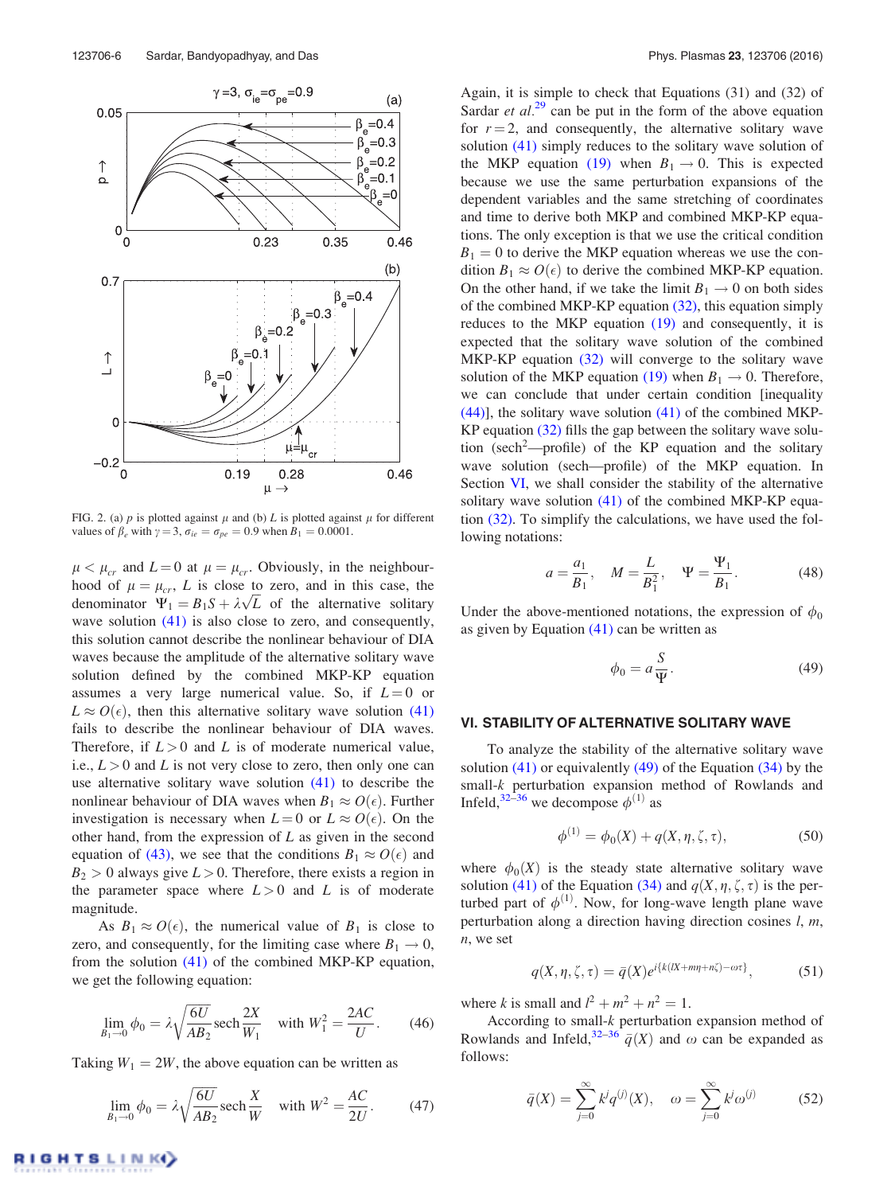FIG. 2. (a) $p$ is plotted against $\mu$ and (b) $L$ is plotted against $\mu$ for different values of $\beta_e$ with $\gamma = 3$, $\sigma_{ie} = \sigma_{pe} = 0.9$ when $B_1 = 0.0001$.

$\mu < \mu_{cr}$ and $L = 0$ at $\mu = \mu_{cr}$. Obviously, in the neighbourhood of $\mu = \mu_{cr}$, $L$ is close to zero, and in this case, the denominator $\Psi_1 = B_1 S + \lambda\sqrt{L}$ of the alternative solitary wave solution (41) is also close to zero, and consequently, this solution cannot describe the nonlinear behaviour of DIA waves because the amplitude of the alternative solitary wave solution defined by the combined MKP-KP equation assumes a very large numerical value. So, if $L = 0$ or $L \approx O(\epsilon)$, then this alternative solitary wave solution (41) fails to describe the nonlinear behaviour of DIA waves. Therefore, if $L > 0$ and $L$ is of moderate numerical value, i.e., $L > 0$ and $L$ is not very close to zero, then one can use alternative solitary wave solution (41) to describe the nonlinear behaviour of DIA waves when $B_1 \approx O(\epsilon)$. Further investigation is necessary when $L = 0$ or $L \approx O(\epsilon)$. On the other hand, from the expression of $L$ as given in the second equation of (43), we see that the conditions $B_1 \approx O(\epsilon)$ and $B_2 > 0$ always give $L > 0$. Therefore, there exists a region in the parameter space where $L > 0$ and $L$ is of moderate magnitude.

As $B_1 \approx O(\epsilon)$, the numerical value of $B_1$ is close to zero, and consequently, for the limiting case where $B_1 \to 0$, from the solution (41) of the combined MKP-KP equation, we get the following equation:

$$\lim_{B_1\to 0}\phi_0 = \lambda\sqrt{\frac{6U}{AB_2}}\,\text{sech}\,\frac{2X}{W_1} \quad \text{with } W_1^2 = \frac{2AC}{U}. \tag{46}$$

Taking $W_1 = 2W$, the above equation can be written as

$$\lim_{B_1\to 0}\phi_0 = \lambda\sqrt{\frac{6U}{AB_2}}\,\text{sech}\,\frac{X}{W} \quad \text{with } W^2 = \frac{AC}{2U}. \tag{47}$$

Again, it is simple to check that Equations (31) and (32) of Sardar *et al.*[29] can be put in the form of the above equation for $r = 2$, and consequently, the alternative solitary wave solution (41) simply reduces to the solitary wave solution of the MKP equation (19) when $B_1 \to 0$. This is expected because we use the same perturbation expansions of the dependent variables and the same stretching of coordinates and time to derive both MKP and combined MKP-KP equations. The only exception is that we use the critical condition $B_1 = 0$ to derive the MKP equation whereas we use the condition $B_1 \approx O(\epsilon)$ to derive the combined MKP-KP equation. On the other hand, if we take the limit $B_1 \to 0$ on both sides of the combined MKP-KP equation (32), this equation simply reduces to the MKP equation (19) and consequently, it is expected that the solitary wave solution of the combined MKP-KP equation (32) will converge to the solitary wave solution of the MKP equation (19) when $B_1 \to 0$. Therefore, we can conclude that under certain condition [inequality (44)], the solitary wave solution (41) of the combined MKP-KP equation (32) fills the gap between the solitary wave solution (sech$^2$—profile) of the KP equation and the solitary wave solution (sech—profile) of the MKP equation. In Section VI, we shall consider the stability of the alternative solitary wave solution (41) of the combined MKP-KP equation (32). To simplify the calculations, we have used the following notations:

$$a = \frac{a_1}{B_1}, \quad M = \frac{L}{B_1^2}, \quad \Psi = \frac{\Psi_1}{B_1}. \tag{48}$$

Under the above-mentioned notations, the expression of $\phi_0$ as given by Equation (41) can be written as

$$\phi_0 = a\frac{S}{\Psi}. \tag{49}$$

## VI. STABILITY OF ALTERNATIVE SOLITARY WAVE

To analyze the stability of the alternative solitary wave solution (41) or equivalently (49) of the Equation (34) by the small-$k$ perturbation expansion method of Rowlands and Infeld,[32–36] we decompose $\phi^{(1)}$ as

$$\phi^{(1)} = \phi_0(X) + q(X, \eta, \zeta, \tau), \tag{50}$$

where $\phi_0(X)$ is the steady state alternative solitary wave solution (41) of the Equation (34) and $q(X, \eta, \zeta, \tau)$ is the perturbed part of $\phi^{(1)}$. Now, for long-wave length plane wave perturbation along a direction having direction cosines $l$, $m$, $n$, we set

$$q(X, \eta, \zeta, \tau) = \bar{q}(X)e^{i\{k(lX+m\eta+n\zeta)-\omega\tau\}}, \tag{51}$$

where $k$ is small and $l^2 + m^2 + n^2 = 1$.

According to small-$k$ perturbation expansion method of Rowlands and Infeld,[32–36] $\bar{q}(X)$ and $\omega$ can be expanded as follows:

$$\bar{q}(X) = \sum_{j=0}^{\infty} k^j q^{(j)}(X), \quad \omega = \sum_{j=0}^{\infty} k^j \omega^{(j)} \tag{52}$$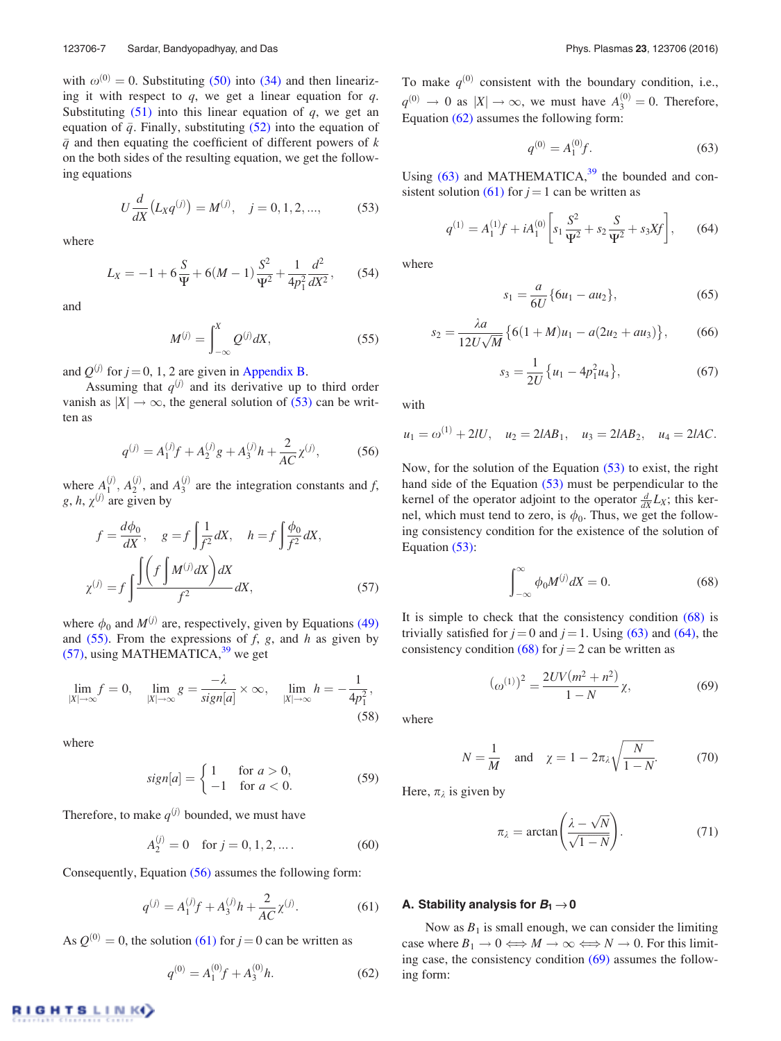with $\omega^{(0)} = 0$. Substituting (50) into (34) and then linearizing it with respect to $q$, we get a linear equation for $q$. Substituting (51) into this linear equation of $q$, we get an equation of $\bar{q}$. Finally, substituting (52) into the equation of $\bar{q}$ and then equating the coefficient of different powers of $k$ on the both sides of the resulting equation, we get the following equations

$$U\frac{d}{dX}\left(L_X q^{(j)}\right) = M^{(j)}, \quad j = 0, 1, 2, ..., \tag{53}$$

where

$$L_X = -1 + 6\frac{S}{\Psi} + 6(M-1)\frac{S^2}{\Psi^2} + \frac{1}{4p_1^2}\frac{d^2}{dX^2}, \tag{54}$$

and

$$M^{(j)} = \int_{-\infty}^{X} Q^{(j)} dX, \tag{55}$$

and $Q^{(j)}$ for $j = 0, 1, 2$ are given in Appendix B.

Assuming that $q^{(j)}$ and its derivative up to third order vanish as $|X| \to \infty$, the general solution of (53) can be written as

$$q^{(j)} = A_1^{(j)} f + A_2^{(j)} g + A_3^{(j)} h + \frac{2}{AC}\chi^{(j)}, \tag{56}$$

where $A_1^{(j)}$, $A_2^{(j)}$, and $A_3^{(j)}$ are the integration constants and $f$, $g$, $h$, $\chi^{(j)}$ are given by

$$f = \frac{d\phi_0}{dX}, \quad g = f\int \frac{1}{f^2} dX, \quad h = f\int \frac{\phi_0}{f^2} dX,$$
$$\chi^{(j)} = f\int \frac{\int\left(f\int M^{(j)} dX\right) dX}{f^2} dX, \tag{57}$$

where $\phi_0$ and $M^{(j)}$ are, respectively, given by Equations (49) and (55). From the expressions of $f$, $g$, and $h$ as given by (57), using MATHEMATICA,[39] we get

$$\lim_{|X|\to\infty} f = 0, \quad \lim_{|X|\to\infty} g = \frac{-\lambda}{sign[a]} \times \infty, \quad \lim_{|X|\to\infty} h = -\frac{1}{4p_1^2}, \tag{58}$$

where

$$sign[a] = \begin{cases} 1 & \text{for } a > 0, \\ -1 & \text{for } a < 0. \end{cases} \tag{59}$$

Therefore, to make $q^{(j)}$ bounded, we must have

$$A_2^{(j)} = 0 \quad \text{for } j = 0, 1, 2, \ldots. \tag{60}$$

Consequently, Equation (56) assumes the following form:

$$q^{(j)} = A_1^{(j)} f + A_3^{(j)} h + \frac{2}{AC}\chi^{(j)}. \tag{61}$$

As $Q^{(0)} = 0$, the solution (61) for $j = 0$ can be written as

$$q^{(0)} = A_1^{(0)} f + A_3^{(0)} h. \tag{62}$$

To make $q^{(0)}$ consistent with the boundary condition, i.e., $q^{(0)} \to 0$ as $|X| \to \infty$, we must have $A_3^{(0)} = 0$. Therefore, Equation (62) assumes the following form:

$$q^{(0)} = A_1^{(0)} f. \tag{63}$$

Using (63) and MATHEMATICA,[39] the bounded and consistent solution (61) for $j = 1$ can be written as

$$q^{(1)} = A_1^{(1)} f + iA_1^{(0)}\left[s_1\frac{S^2}{\Psi^2} + s_2\frac{S}{\Psi^2} + s_3 X f\right], \tag{64}$$

where

$$s_1 = \frac{a}{6U}\{6u_1 - au_2\}, \tag{65}$$

$$s_2 = \frac{\lambda a}{12U\sqrt{M}}\{6(1+M)u_1 - a(2u_2 + au_3)\}, \tag{66}$$

$$s_3 = \frac{1}{2U}\{u_1 - 4p_1^2 u_4\}, \tag{67}$$

with

$$u_1 = \omega^{(1)} + 2lU, \quad u_2 = 2lAB_1, \quad u_3 = 2lAB_2, \quad u_4 = 2lAC.$$

Now, for the solution of the Equation (53) to exist, the right hand side of the Equation (53) must be perpendicular to the kernel of the operator adjoint to the operator $\frac{d}{dX}L_X$; this kernel, which must tend to zero, is $\phi_0$. Thus, we get the following consistency condition for the existence of the solution of Equation (53):

$$\int_{-\infty}^{\infty} \phi_0 M^{(j)} dX = 0. \tag{68}$$

It is simple to check that the consistency condition (68) is trivially satisfied for $j = 0$ and $j = 1$. Using (63) and (64), the consistency condition (68) for $j = 2$ can be written as

$$\left(\omega^{(1)}\right)^2 = \frac{2UV(m^2 + n^2)}{1 - N}\chi, \tag{69}$$

where

$$N = \frac{1}{M} \quad \text{and} \quad \chi = 1 - 2\pi_\lambda\sqrt{\frac{N}{1-N}}. \tag{70}$$

Here, $\pi_\lambda$ is given by

$$\pi_\lambda = \arctan\left(\frac{\lambda - \sqrt{N}}{\sqrt{1-N}}\right). \tag{71}$$

### A. Stability analysis for $B_1 \to 0$

Now as $B_1$ is small enough, we can consider the limiting case where $B_1 \to 0 \Longleftrightarrow M \to \infty \Longleftrightarrow N \to 0$. For this limiting case, the consistency condition (69) assumes the following form: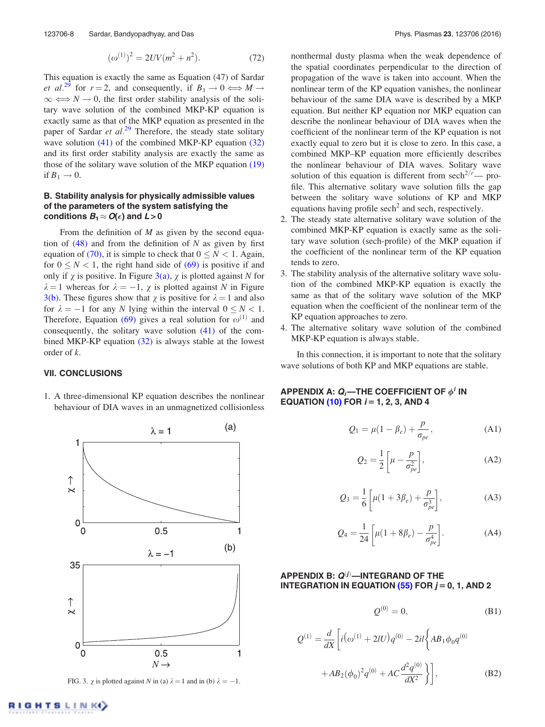$$(\omega^{(1)})^2 = 2UV(m^2 + n^2). \tag{72}$$

This equation is exactly the same as Equation (47) of Sardar *et al.*[29] for $r = 2$, and consequently, if $B_1 \to 0 \Longleftrightarrow M \to \infty \Longleftrightarrow N \to 0$, the first order stability analysis of the solitary wave solution of the combined MKP-KP equation is exactly same as that of the MKP equation as presented in the paper of Sardar *et al.*[29] Therefore, the steady state solitary wave solution (41) of the combined MKP-KP equation (32) and its first order stability analysis are exactly the same as those of the solitary wave solution of the MKP equation (19) if $B_1 \to 0$.

### B. Stability analysis for physically admissible values of the parameters of the system satisfying the conditions $B_1 \approx O(\epsilon)$ and $L > 0$

From the definition of $M$ as given by the second equation of (48) and from the definition of $N$ as given by first equation of (70), it is simple to check that $0 \leq N < 1$. Again, for $0 \leq N < 1$, the right hand side of (69) is positive if and only if $\chi$ is positive. In Figure 3(a), $\chi$ is plotted against $N$ for $\lambda = 1$ whereas for $\lambda = -1$, $\chi$ is plotted against $N$ in Figure 3(b). These figures show that $\chi$ is positive for $\lambda = 1$ and also for $\lambda = -1$ for any $N$ lying within the interval $0 \leq N < 1$. Therefore, Equation (69) gives a real solution for $\omega^{(1)}$ and consequently, the solitary wave solution (41) of the combined MKP-KP equation (32) is always stable at the lowest order of $k$.

## VII. CONCLUSIONS

1. A three-dimensional KP equation describes the nonlinear behaviour of DIA waves in an unmagnetized collisionless nonthermal dusty plasma when the weak dependence of the spatial coordinates perpendicular to the direction of propagation of the wave is taken into account. When the nonlinear term of the KP equation vanishes, the nonlinear behaviour of the same DIA wave is described by a MKP equation. But neither KP equation nor MKP equation can describe the nonlinear behaviour of DIA waves when the coefficient of the nonlinear term of the KP equation is not exactly equal to zero but it is close to zero. In this case, a combined MKP–KP equation more efficiently describes the nonlinear behaviour of DIA waves. Solitary wave solution of this equation is different from $\text{sech}^{2/r}$— profile. This alternative solitary wave solution fills the gap between the solitary wave solutions of KP and MKP equations having profile $\text{sech}^2$ and sech, respectively.
2. The steady state alternative solitary wave solution of the combined MKP-KP equation is exactly same as the solitary wave solution (sech-profile) of the MKP equation if the coefficient of the nonlinear term of the KP equation tends to zero.
3. The stability analysis of the alternative solitary wave solution of the combined MKP-KP equation is exactly the same as that of the solitary wave solution of the MKP equation when the coefficient of the nonlinear term of the KP equation approaches to zero.
4. The alternative solitary wave solution of the combined MKP-KP equation is always stable.

In this connection, it is important to note that the solitary wave solutions of both KP and MKP equations are stable.

FIG. 3. $\chi$ is plotted against $N$ in (a) $\lambda = 1$ and in (b) $\lambda = -1$.

## APPENDIX A: $Q_i$—THE COEFFICIENT OF $\phi^i$ IN EQUATION (10) FOR $i = 1, 2, 3$, AND 4

$$Q_1 = \mu(1 - \beta_e) + \frac{p}{\sigma_{pe}}, \tag{A1}$$

$$Q_2 = \frac{1}{2}\left[\mu - \frac{p}{\sigma_{pe}^2}\right], \tag{A2}$$

$$Q_3 = \frac{1}{6}\left[\mu(1 + 3\beta_e) + \frac{p}{\sigma_{pe}^3}\right], \tag{A3}$$

$$Q_4 = \frac{1}{24}\left[\mu(1 + 8\beta_e) - \frac{p}{\sigma_{pe}^4}\right]. \tag{A4}$$

## APPENDIX B: $Q^{(j)}$—INTEGRAND OF THE INTEGRATION IN EQUATION (55) FOR $j = 0, 1$, AND 2

$$Q^{(0)} = 0, \tag{B1}$$

$$Q^{(1)} = \frac{d}{dX}\Bigg[i\left(\omega^{(1)} + 2lU\right)q^{(0)} - 2il\Bigg\{AB_1\phi_0 q^{(0)} + AB_2(\phi_0)^2 q^{(0)} + AC\frac{d^2q^{(0)}}{dX^2}\Bigg\}\Bigg], \tag{B2}$$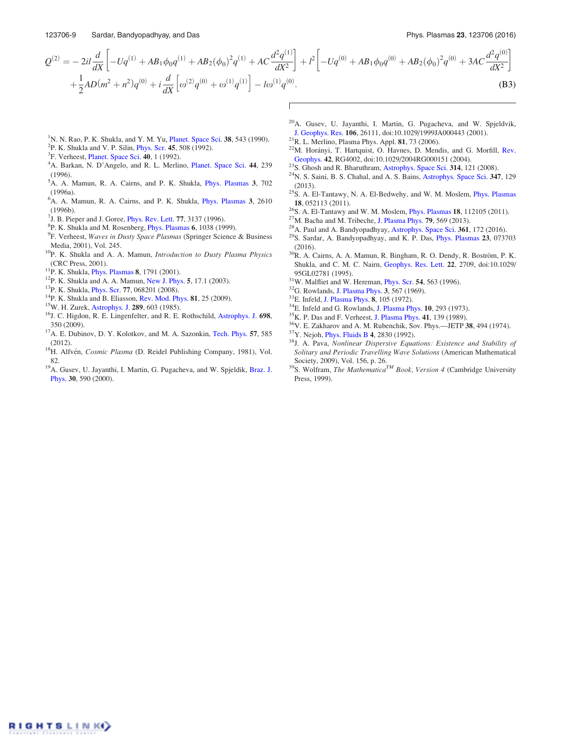$$Q^{(2)} = -2il\frac{d}{dX}\left[-Uq^{(1)} + AB_1\phi_0 q^{(1)} + AB_2(\phi_0)^2 q^{(1)} + AC\frac{d^2q^{(1)}}{dX^2}\right] + l^2\left[-Uq^{(0)} + AB_1\phi_0 q^{(0)} + AB_2(\phi_0)^2 q^{(0)} + 3AC\frac{d^2q^{(0)}}{dX^2}\right]$$
$$+\frac{1}{2}AD(m^2+n^2)q^{(0)} + i\frac{d}{dX}\left[\omega^{(2)}q^{(0)} + \omega^{(1)}q^{(1)}\right] - l\omega^{(1)}q^{(0)}. \quad \text{(B3)}$$

[1] N. N. Rao, P. K. Shukla, and Y. M. Yu, Planet. Space Sci. **38**, 543 (1990).
[2] P. K. Shukla and V. P. Silin, Phys. Scr. **45**, 508 (1992).
[3] F. Verheest, Planet. Space Sci. **40**, 1 (1992).
[4] A. Barkan, N. D'Angelo, and R. L. Merlino, Planet. Space Sci. **44**, 239 (1996).
[5] A. A. Mamun, R. A. Cairns, and P. K. Shukla, Phys. Plasmas **3**, 702 (1996a).
[6] A. A. Mamun, R. A. Cairns, and P. K. Shukla, Phys. Plasmas **3**, 2610 (1996b).
[7] J. B. Pieper and J. Goree, Phys. Rev. Lett. **77**, 3137 (1996).
[8] P. K. Shukla and M. Rosenberg, Phys. Plasmas **6**, 1038 (1999).
[9] F. Verheest, *Waves in Dusty Space Plasmas* (Springer Science & Business Media, 2001), Vol. 245.
[10] P. K. Shukla and A. A. Mamun, *Introduction to Dusty Plasma Physics* (CRC Press, 2001).
[11] P. K. Shukla, Phys. Plasmas **8**, 1791 (2001).
[12] P. K. Shukla and A. A. Mamun, New J. Phys. **5**, 17.1 (2003).
[13] P. K. Shukla, Phys. Scr. **77**, 068201 (2008).
[14] P. K. Shukla and B. Eliasson, Rev. Mod. Phys. **81**, 25 (2009).
[15] W. H. Zurek, Astrophys. J. **289**, 603 (1985).
[16] J. C. Higdon, R. E. Lingenfelter, and R. E. Rothschild, Astrophys. J. **698**, 350 (2009).
[17] A. E. Dubinov, D. Y. Kolotkov, and M. A. Sazonkin, Tech. Phys. **57**, 585 (2012).
[18] H. Alfvén, *Cosmic Plasma* (D. Reidel Publishing Company, 1981), Vol. 82.
[19] A. Gusev, U. Jayanthi, I. Martin, G. Pugacheva, and W. Spjeldik, Braz. J. Phys. **30**, 590 (2000).
[20] A. Gusev, U. Jayanthi, I. Martin, G. Pugacheva, and W. Spjeldvik, J. Geophys. Res. **106**, 26111, doi:10.1029/1999JA000443 (2001).
[21] R. L. Merlino, Plasma Phys. Appl. **81**, 73 (2006).
[22] M. Horányi, T. Hartquist, O. Havnes, D. Mendis, and G. Morfill, Rev. Geophys. **42**, RG4002, doi:10.1029/2004RG000151 (2004).
[23] S. Ghosh and R. Bharuthram, Astrophys. Space Sci. **314**, 121 (2008).
[24] N. S. Saini, B. S. Chahal, and A. S. Bains, Astrophys. Space Sci. **347**, 129 (2013).
[25] S. A. El-Tantawy, N. A. El-Bedwehy, and W. M. Moslem, Phys. Plasmas **18**, 052113 (2011).
[26] S. A. El-Tantawy and W. M. Moslem, Phys. Plasmas **18**, 112105 (2011).
[27] M. Bacha and M. Tribeche, J. Plasma Phys. **79**, 569 (2013).
[28] A. Paul and A. Bandyopadhyay, Astrophys. Space Sci. **361**, 172 (2016).
[29] S. Sardar, A. Bandyopadhyay, and K. P. Das, Phys. Plasmas **23**, 073703 (2016).
[30] R. A. Cairns, A. A. Mamun, R. Bingham, R. O. Dendy, R. Boström, P. K. Shukla, and C. M. C. Nairn, Geophys. Res. Lett. **22**, 2709, doi:10.1029/95GL02781 (1995).
[31] W. Malfliet and W. Hereman, Phys. Scr. **54**, 563 (1996).
[32] G. Rowlands, J. Plasma Phys. **3**, 567 (1969).
[33] E. Infeld, J. Plasma Phys. **8**, 105 (1972).
[34] E. Infeld and G. Rowlands, J. Plasma Phys. **10**, 293 (1973).
[35] K. P. Das and F. Verheest, J. Plasma Phys. **41**, 139 (1989).
[36] V. E. Zakharov and A. M. Rubenchik, Sov. Phys.—JETP **38**, 494 (1974).
[37] Y. Nejoh, Phys. Fluids B **4**, 2830 (1992).
[38] J. A. Pava, *Nonlinear Dispersive Equations: Existence and Stability of Solitary and Periodic Travelling Wave Solutions* (American Mathematical Society, 2009), Vol. 156, p. 26.
[39] S. Wolfram, *The Mathematica™ Book, Version 4* (Cambridge University Press, 1999).